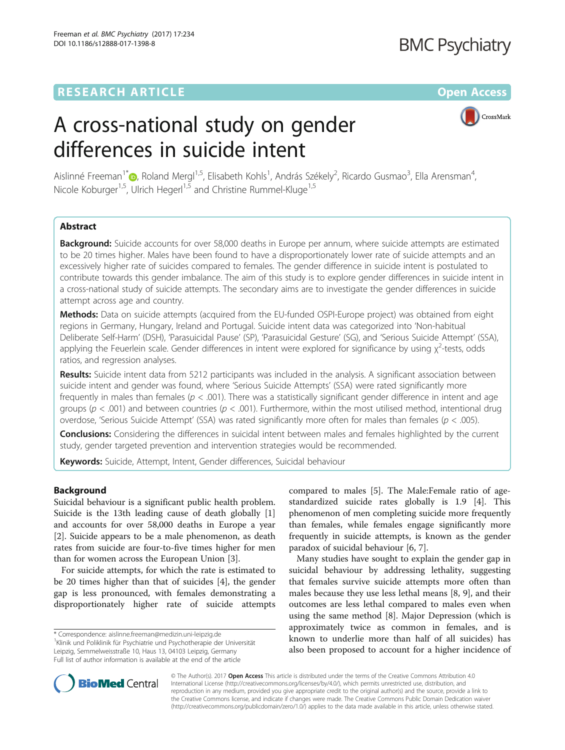RESEARCH ARTICLE

Open Access

# A cross-national study on gender differences in suicide intent

Aislinné Freeman[1*], Roland Mergl[1,5], Elisabeth Kohls[1], András Székely[2], Ricardo Gusmao[3], Ella Arensman[4], Nicole Koburger[1,5], Ulrich Hegerl[1,5] and Christine Rummel-Kluge[1,5]

## Abstract

**Background:** Suicide accounts for over 58,000 deaths in Europe per annum, where suicide attempts are estimated to be 20 times higher. Males have been found to have a disproportionately lower rate of suicide attempts and an excessively higher rate of suicides compared to females. The gender difference in suicide intent is postulated to contribute towards this gender imbalance. The aim of this study is to explore gender differences in suicide intent in a cross-national study of suicide attempts. The secondary aims are to investigate the gender differences in suicide attempt across age and country.

**Methods:** Data on suicide attempts (acquired from the EU-funded OSPI-Europe project) was obtained from eight regions in Germany, Hungary, Ireland and Portugal. Suicide intent data was categorized into 'Non-habitual Deliberate Self-Harm' (DSH), 'Parasuicidal Pause' (SP), 'Parasuicidal Gesture' (SG), and 'Serious Suicide Attempt' (SSA), applying the Feuerlein scale. Gender differences in intent were explored for significance by using $\chi^2$-tests, odds ratios, and regression analyses.

**Results:** Suicide intent data from 5212 participants was included in the analysis. A significant association between suicide intent and gender was found, where 'Serious Suicide Attempts' (SSA) were rated significantly more frequently in males than females ($p < .001$). There was a statistically significant gender difference in intent and age groups ($p < .001$) and between countries ($p < .001$). Furthermore, within the most utilised method, intentional drug overdose, 'Serious Suicide Attempt' (SSA) was rated significantly more often for males than females ($p < .005$).

**Conclusions:** Considering the differences in suicidal intent between males and females highlighted by the current study, gender targeted prevention and intervention strategies would be recommended.

**Keywords:** Suicide, Attempt, Intent, Gender differences, Suicidal behaviour

## Background

Suicidal behaviour is a significant public health problem. Suicide is the 13th leading cause of death globally [1] and accounts for over 58,000 deaths in Europe a year [2]. Suicide appears to be a male phenomenon, as death rates from suicide are four-to-five times higher for men than for women across the European Union [3].

For suicide attempts, for which the rate is estimated to be 20 times higher than that of suicides [4], the gender gap is less pronounced, with females demonstrating a disproportionately higher rate of suicide attempts compared to males [5]. The Male:Female ratio of age-standardized suicide rates globally is 1.9 [4]. This phenomenon of men completing suicide more frequently than females, while females engage significantly more frequently in suicide attempts, is known as the gender paradox of suicidal behaviour [6, 7].

Many studies have sought to explain the gender gap in suicidal behaviour by addressing lethality, suggesting that females survive suicide attempts more often than males because they use less lethal means [8, 9], and their outcomes are less lethal compared to males even when using the same method [8]. Major Depression (which is approximately twice as common in females, and is known to underlie more than half of all suicides) has also been proposed to account for a higher incidence of

\* Correspondence: aislinne.freeman@medizin.uni-leipzig.de
[1]Klinik und Poliklinik für Psychiatrie und Psychotherapie der Universität Leipzig, Semmelweisstraße 10, Haus 13, 04103 Leipzig, Germany
Full list of author information is available at the end of the article

© The Author(s). 2017 **Open Access** This article is distributed under the terms of the Creative Commons Attribution 4.0 International License (http://creativecommons.org/licenses/by/4.0/), which permits unrestricted use, distribution, and reproduction in any medium, provided you give appropriate credit to the original author(s) and the source, provide a link to the Creative Commons license, and indicate if changes were made. The Creative Commons Public Domain Dedication waiver (http://creativecommons.org/publicdomain/zero/1.0/) applies to the data made available in this article, unless otherwise stated.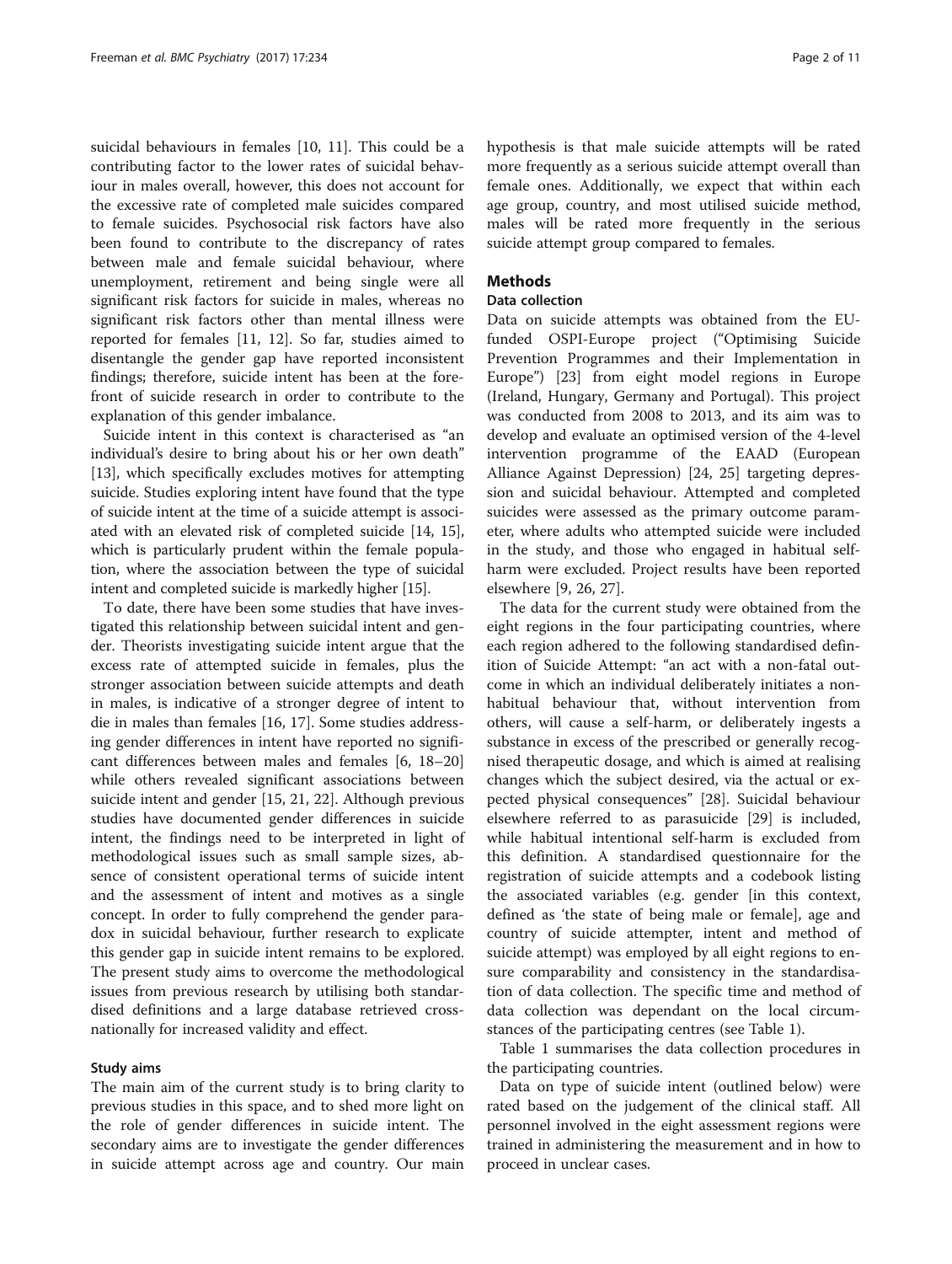suicidal behaviours in females [10, 11]. This could be a contributing factor to the lower rates of suicidal behaviour in males overall, however, this does not account for the excessive rate of completed male suicides compared to female suicides. Psychosocial risk factors have also been found to contribute to the discrepancy of rates between male and female suicidal behaviour, where unemployment, retirement and being single were all significant risk factors for suicide in males, whereas no significant risk factors other than mental illness were reported for females [11, 12]. So far, studies aimed to disentangle the gender gap have reported inconsistent findings; therefore, suicide intent has been at the forefront of suicide research in order to contribute to the explanation of this gender imbalance.

Suicide intent in this context is characterised as "an individual's desire to bring about his or her own death" [13], which specifically excludes motives for attempting suicide. Studies exploring intent have found that the type of suicide intent at the time of a suicide attempt is associated with an elevated risk of completed suicide [14, 15], which is particularly prudent within the female population, where the association between the type of suicidal intent and completed suicide is markedly higher [15].

To date, there have been some studies that have investigated this relationship between suicidal intent and gender. Theorists investigating suicide intent argue that the excess rate of attempted suicide in females, plus the stronger association between suicide attempts and death in males, is indicative of a stronger degree of intent to die in males than females [16, 17]. Some studies addressing gender differences in intent have reported no significant differences between males and females [6, 18–20] while others revealed significant associations between suicide intent and gender [15, 21, 22]. Although previous studies have documented gender differences in suicide intent, the findings need to be interpreted in light of methodological issues such as small sample sizes, absence of consistent operational terms of suicide intent and the assessment of intent and motives as a single concept. In order to fully comprehend the gender paradox in suicidal behaviour, further research to explicate this gender gap in suicide intent remains to be explored. The present study aims to overcome the methodological issues from previous research by utilising both standardised definitions and a large database retrieved cross-nationally for increased validity and effect.

### Study aims

The main aim of the current study is to bring clarity to previous studies in this space, and to shed more light on the role of gender differences in suicide intent. The secondary aims are to investigate the gender differences in suicide attempt across age and country. Our main hypothesis is that male suicide attempts will be rated more frequently as a serious suicide attempt overall than female ones. Additionally, we expect that within each age group, country, and most utilised suicide method, males will be rated more frequently in the serious suicide attempt group compared to females.

## Methods

### Data collection

Data on suicide attempts was obtained from the EU-funded OSPI-Europe project ("Optimising Suicide Prevention Programmes and their Implementation in Europe") [23] from eight model regions in Europe (Ireland, Hungary, Germany and Portugal). This project was conducted from 2008 to 2013, and its aim was to develop and evaluate an optimised version of the 4-level intervention programme of the EAAD (European Alliance Against Depression) [24, 25] targeting depression and suicidal behaviour. Attempted and completed suicides were assessed as the primary outcome parameter, where adults who attempted suicide were included in the study, and those who engaged in habitual self-harm were excluded. Project results have been reported elsewhere [9, 26, 27].

The data for the current study were obtained from the eight regions in the four participating countries, where each region adhered to the following standardised definition of Suicide Attempt: "an act with a non-fatal outcome in which an individual deliberately initiates a non-habitual behaviour that, without intervention from others, will cause a self-harm, or deliberately ingests a substance in excess of the prescribed or generally recognised therapeutic dosage, and which is aimed at realising changes which the subject desired, via the actual or expected physical consequences" [28]. Suicidal behaviour elsewhere referred to as parasuicide [29] is included, while habitual intentional self-harm is excluded from this definition. A standardised questionnaire for the registration of suicide attempts and a codebook listing the associated variables (e.g. gender [in this context, defined as 'the state of being male or female], age and country of suicide attempter, intent and method of suicide attempt) was employed by all eight regions to ensure comparability and consistency in the standardisation of data collection. The specific time and method of data collection was dependant on the local circumstances of the participating centres (see Table 1).

Table 1 summarises the data collection procedures in the participating countries.

Data on type of suicide intent (outlined below) were rated based on the judgement of the clinical staff. All personnel involved in the eight assessment regions were trained in administering the measurement and in how to proceed in unclear cases.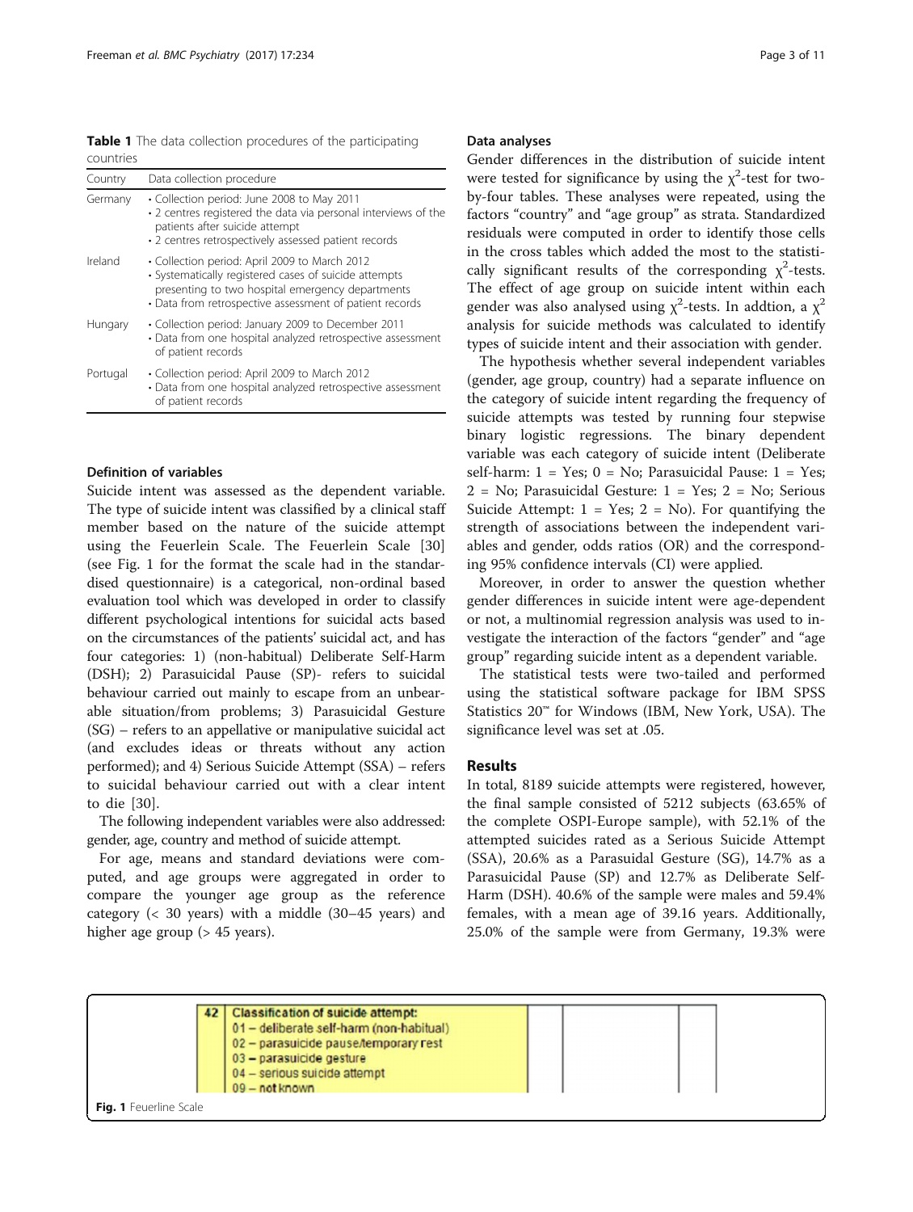**Table 1** The data collection procedures of the participating countries

| Country | Data collection procedure |
|---|---|
| Germany | • Collection period: June 2008 to May 2011<br>• 2 centres registered the data via personal interviews of the patients after suicide attempt<br>• 2 centres retrospectively assessed patient records |
| Ireland | • Collection period: April 2009 to March 2012<br>• Systematically registered cases of suicide attempts presenting to two hospital emergency departments<br>• Data from retrospective assessment of patient records |
| Hungary | • Collection period: January 2009 to December 2011<br>• Data from one hospital analyzed retrospective assessment of patient records |
| Portugal | • Collection period: April 2009 to March 2012<br>• Data from one hospital analyzed retrospective assessment of patient records |

### Definition of variables

Suicide intent was assessed as the dependent variable. The type of suicide intent was classified by a clinical staff member based on the nature of the suicide attempt using the Feuerlein Scale. The Feuerlein Scale [30] (see Fig. 1 for the format the scale had in the standardised questionnaire) is a categorical, non-ordinal based evaluation tool which was developed in order to classify different psychological intentions for suicidal acts based on the circumstances of the patients' suicidal act, and has four categories: 1) (non-habitual) Deliberate Self-Harm (DSH); 2) Parasuicidal Pause (SP)- refers to suicidal behaviour carried out mainly to escape from an unbearable situation/from problems; 3) Parasuicidal Gesture (SG) – refers to an appellative or manipulative suicidal act (and excludes ideas or threats without any action performed); and 4) Serious Suicide Attempt (SSA) – refers to suicidal behaviour carried out with a clear intent to die [30].

The following independent variables were also addressed: gender, age, country and method of suicide attempt.

For age, means and standard deviations were computed, and age groups were aggregated in order to compare the younger age group as the reference category (< 30 years) with a middle (30–45 years) and higher age group (> 45 years).

### Data analyses

Gender differences in the distribution of suicide intent were tested for significance by using the $\chi^2$-test for two-by-four tables. These analyses were repeated, using the factors "country" and "age group" as strata. Standardized residuals were computed in order to identify those cells in the cross tables which added the most to the statistically significant results of the corresponding $\chi^2$-tests. The effect of age group on suicide intent within each gender was also analysed using $\chi^2$-tests. In addtion, a $\chi^2$ analysis for suicide methods was calculated to identify types of suicide intent and their association with gender.

The hypothesis whether several independent variables (gender, age group, country) had a separate influence on the category of suicide intent regarding the frequency of suicide attempts was tested by running four stepwise binary logistic regressions. The binary dependent variable was each category of suicide intent (Deliberate self-harm: 1 = Yes; 0 = No; Parasuicidal Pause: 1 = Yes; 2 = No; Parasuicidal Gesture: 1 = Yes; 2 = No; Serious Suicide Attempt: 1 = Yes; 2 = No). For quantifying the strength of associations between the independent variables and gender, odds ratios (OR) and the corresponding 95% confidence intervals (CI) were applied.

Moreover, in order to answer the question whether gender differences in suicide intent were age-dependent or not, a multinomial regression analysis was used to investigate the interaction of the factors "gender" and "age group" regarding suicide intent as a dependent variable.

The statistical tests were two-tailed and performed using the statistical software package for IBM SPSS Statistics 20™ for Windows (IBM, New York, USA). The significance level was set at .05.

## Results

In total, 8189 suicide attempts were registered, however, the final sample consisted of 5212 subjects (63.65% of the complete OSPI-Europe sample), with 52.1% of the attempted suicides rated as a Serious Suicide Attempt (SSA), 20.6% as a Parasuidal Gesture (SG), 14.7% as a Parasuicidal Pause (SP) and 12.7% as Deliberate Self-Harm (DSH). 40.6% of the sample were males and 59.4% females, with a mean age of 39.16 years. Additionally, 25.0% of the sample were from Germany, 19.3% were

| 42 | Classification of suicide attempt:<br>01 – deliberate self-harm (non-habitual)<br>02 – parasuicide pause/temporary rest<br>03 – parasuicide gesture<br>04 – serious suicide attempt<br>09 – not known | | | |
|---|---|---|---|---|

**Fig. 1** Feuerline Scale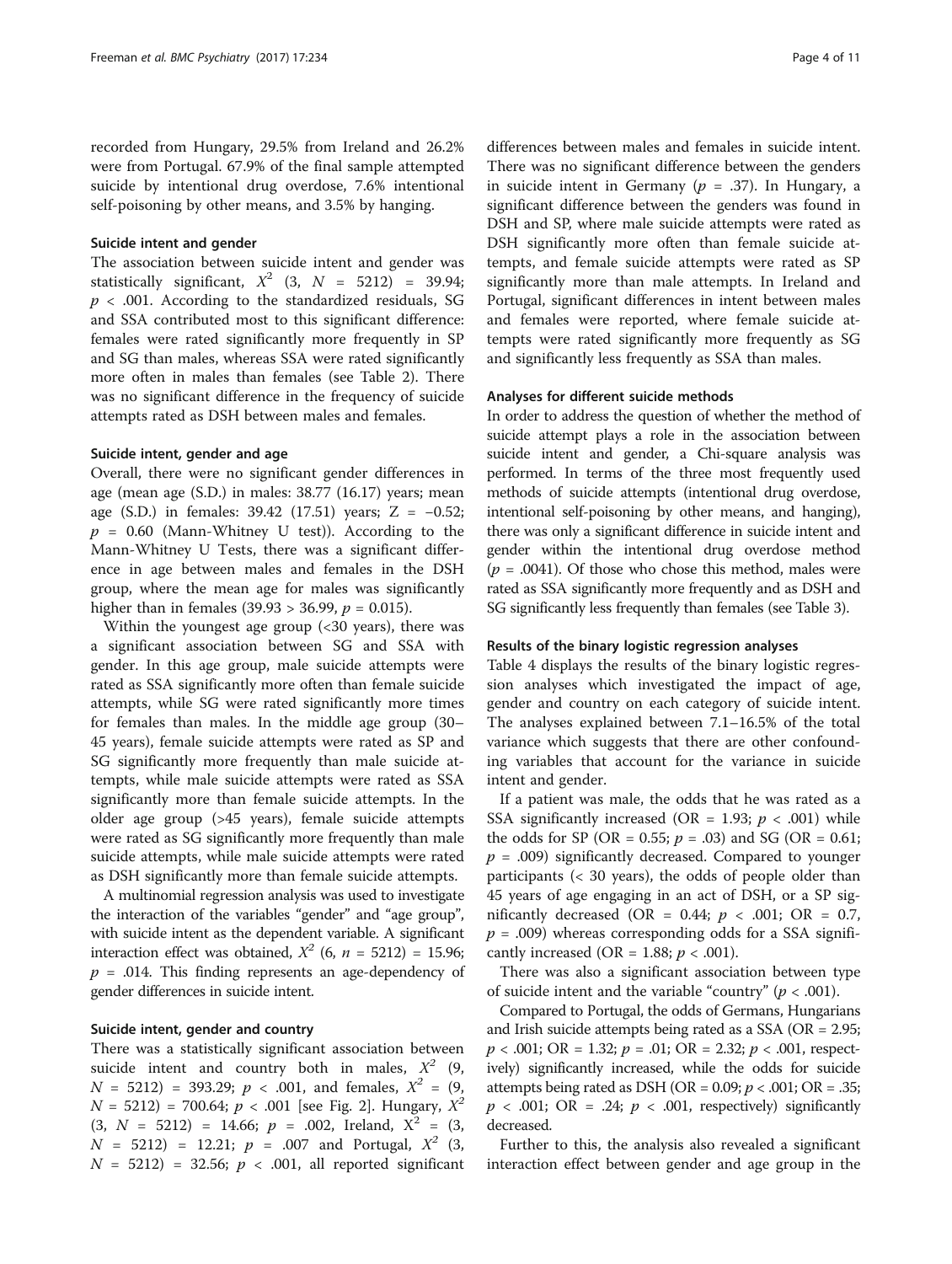recorded from Hungary, 29.5% from Ireland and 26.2% were from Portugal. 67.9% of the final sample attempted suicide by intentional drug overdose, 7.6% intentional self-poisoning by other means, and 3.5% by hanging.

### Suicide intent and gender

The association between suicide intent and gender was statistically significant, $X^2$ (3, $N$ = 5212) = 39.94; $p$ < .001. According to the standardized residuals, SG and SSA contributed most to this significant difference: females were rated significantly more frequently in SP and SG than males, whereas SSA were rated significantly more often in males than females (see Table 2). There was no significant difference in the frequency of suicide attempts rated as DSH between males and females.

### Suicide intent, gender and age

Overall, there were no significant gender differences in age (mean age (S.D.) in males: 38.77 (16.17) years; mean age (S.D.) in females: 39.42 (17.51) years; Z = −0.52; $p$ = 0.60 (Mann-Whitney U test)). According to the Mann-Whitney U Tests, there was a significant difference in age between males and females in the DSH group, where the mean age for males was significantly higher than in females (39.93 > 36.99, $p$ = 0.015).

Within the youngest age group (<30 years), there was a significant association between SG and SSA with gender. In this age group, male suicide attempts were rated as SSA significantly more often than female suicide attempts, while SG were rated significantly more times for females than males. In the middle age group (30–45 years), female suicide attempts were rated as SP and SG significantly more frequently than male suicide attempts, while male suicide attempts were rated as SSA significantly more than female suicide attempts. In the older age group (>45 years), female suicide attempts were rated as SG significantly more frequently than male suicide attempts, while male suicide attempts were rated as DSH significantly more than female suicide attempts.

A multinomial regression analysis was used to investigate the interaction of the variables "gender" and "age group", with suicide intent as the dependent variable. A significant interaction effect was obtained, $X^2$ (6, $n$ = 5212) = 15.96; $p$ = .014. This finding represents an age-dependency of gender differences in suicide intent.

### Suicide intent, gender and country

There was a statistically significant association between suicide intent and country both in males, $X^2$ (9, $N$ = 5212) = 393.29; $p$ < .001, and females, $X^2$ = (9, $N$ = 5212) = 700.64; $p$ < .001 [see Fig. 2]. Hungary, $X^2$ (3, $N$ = 5212) = 14.66; $p$ = .002, Ireland, $X^2$ = (3, $N$ = 5212) = 12.21; $p$ = .007 and Portugal, $X^2$ (3, $N$ = 5212) = 32.56; $p$ < .001, all reported significant differences between males and females in suicide intent. There was no significant difference between the genders in suicide intent in Germany ($p$ = .37). In Hungary, a significant difference between the genders was found in DSH and SP, where male suicide attempts were rated as DSH significantly more often than female suicide attempts, and female suicide attempts were rated as SP significantly more than male attempts. In Ireland and Portugal, significant differences in intent between males and females were reported, where female suicide attempts were rated significantly more frequently as SG and significantly less frequently as SSA than males.

### Analyses for different suicide methods

In order to address the question of whether the method of suicide attempt plays a role in the association between suicide intent and gender, a Chi-square analysis was performed. In terms of the three most frequently used methods of suicide attempts (intentional drug overdose, intentional self-poisoning by other means, and hanging), there was only a significant difference in suicide intent and gender within the intentional drug overdose method ($p$ = .0041). Of those who chose this method, males were rated as SSA significantly more frequently and as DSH and SG significantly less frequently than females (see Table 3).

### Results of the binary logistic regression analyses

Table 4 displays the results of the binary logistic regression analyses which investigated the impact of age, gender and country on each category of suicide intent. The analyses explained between 7.1–16.5% of the total variance which suggests that there are other confounding variables that account for the variance in suicide intent and gender.

If a patient was male, the odds that he was rated as a SSA significantly increased (OR = 1.93; $p$ < .001) while the odds for SP (OR = 0.55; $p$ = .03) and SG (OR = 0.61; $p$ = .009) significantly decreased. Compared to younger participants (< 30 years), the odds of people older than 45 years of age engaging in an act of DSH, or a SP significantly decreased (OR = 0.44; $p$ < .001; OR = 0.7, $p$ = .009) whereas corresponding odds for a SSA significantly increased (OR = 1.88; $p$ < .001).

There was also a significant association between type of suicide intent and the variable "country" ($p$ < .001).

Compared to Portugal, the odds of Germans, Hungarians and Irish suicide attempts being rated as a SSA (OR = 2.95; $p$ < .001; OR = 1.32; $p$ = .01; OR = 2.32; $p$ < .001, respectively) significantly increased, while the odds for suicide attempts being rated as DSH (OR = 0.09; $p$ < .001; OR = .35; $p$ < .001; OR = .24; $p$ < .001, respectively) significantly decreased.

Further to this, the analysis also revealed a significant interaction effect between gender and age group in the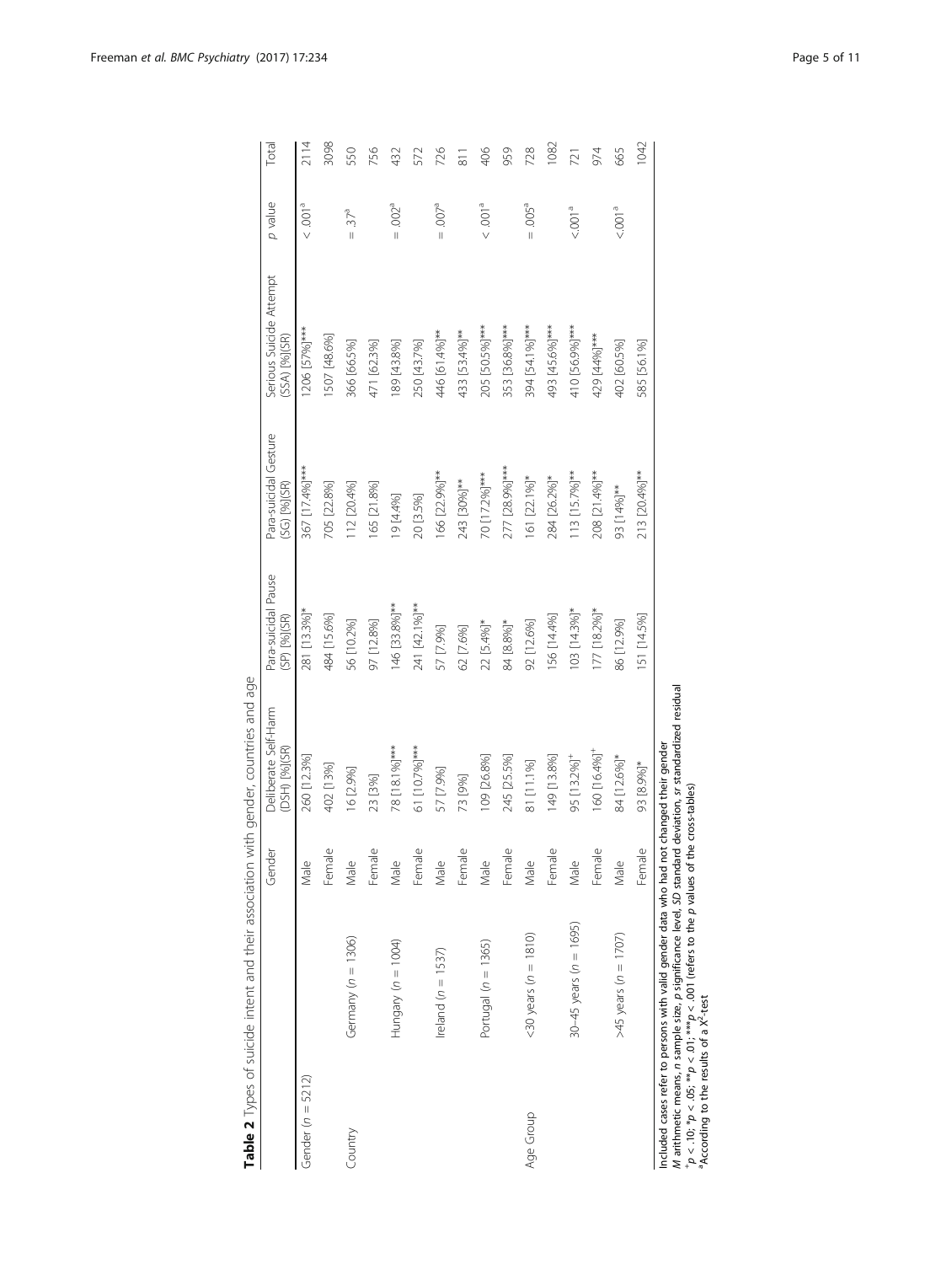**Table 2** Types of suicide intent and their association with gender, countries and age

| | | Gender | Deliberate Self-Harm (DSH) [%](SR) | Para-suicidal Pause (SP) [%](SR) | Para-suicidal Gesture (SG) [%](SR) | Serious Suicide Attempt (SSA) [%](SR) | *p* value | Total |
|---|---|---|---|---|---|---|---|---|
| Gender (*n* = 5212) | | Male | 260 [12.3%] | 281 [13.3%]* | 367 [17.4%]*** | 1206 [57%]*** | < .001[a] | 2114 |
| | | Female | 402 [13%] | 484 [15.6%] | 705 [22.8%] | 1507 [48.6%] | | 3098 |
| Country | Germany (*n* = 1306) | Male | 16 [2.9%] | 56 [10.2%] | 112 [20.4%] | 366 [66.5%] | = .37[a] | 550 |
| | | Female | 23 [3%] | 97 [12.8%] | 165 [21.8%] | 471 [62.3%] | | 756 |
| | Hungary (*n* = 1004) | Male | 78 [18.1%]*** | 146 [33.8%]** | 19 [4.4%] | 189 [43.8%] | = .002[a] | 432 |
| | | Female | 61 [10.7%]*** | 241 [42.1%]** | 20 [3.5%] | 250 [43.7%] | | 572 |
| | Ireland (*n* = 1537) | Male | 57 [7.9%] | 57 [7.9%] | 166 [22.9%]** | 446 [61.4%]** | = .007[a] | 726 |
| | | Female | 73 [9%] | 62 [7.6%] | 243 [30%]** | 433 [53.4%]** | | 811 |
| | Portugal (*n* = 1365) | Male | 109 [26.8%] | 22 [5.4%]* | 70 [17.2%]*** | 205 [50.5%]*** | < .001[a] | 406 |
| | | Female | 245 [25.5%] | 84 [8.8%]* | 277 [28.9%]*** | 353 [36.8%]*** | | 959 |
| Age Group | <30 years (*n* = 1810) | Male | 81 [11.1%] | 92 [12.6%] | 161 [22.1%]* | 394 [54.1%]*** | = .005[a] | 728 |
| | | Female | 149 [13.8%] | 156 [14.4%] | 284 [26.2%]* | 493 [45.6%]*** | | 1082 |
| | 30–45 years (*n* = 1695) | Male | 95 [13.2%][+] | 103 [14.3%]* | 113 [15.7%]** | 410 [56.9%]*** | <.001[a] | 721 |
| | | Female | 160 [16.4%][+] | 177 [18.2%]* | 208 [21.4%]** | 429 [44%]*** | | 974 |
| | >45 years (*n* = 1707) | Male | 84 [12.6%]* | 86 [12.9%] | 93 [14%]** | 402 [60.5%] | <.001[a] | 665 |
| | | Female | 93 [8.9%]* | 151 [14.5%] | 213 [20.4%]** | 585 [56.1%] | | 1042 |

Included cases refer to persons with valid gender data who had not changed their gender
*M* arithmetic means, *n* sample size, *p* significance level, *SD* standard deviation, *sr* standardized residual
[+]$p < .10$; *$p < .05$; **$p < .01$; ***$p < .001$ (refers to the *p* values of the cross-tables)
[a]According to the results of a $X^2$-test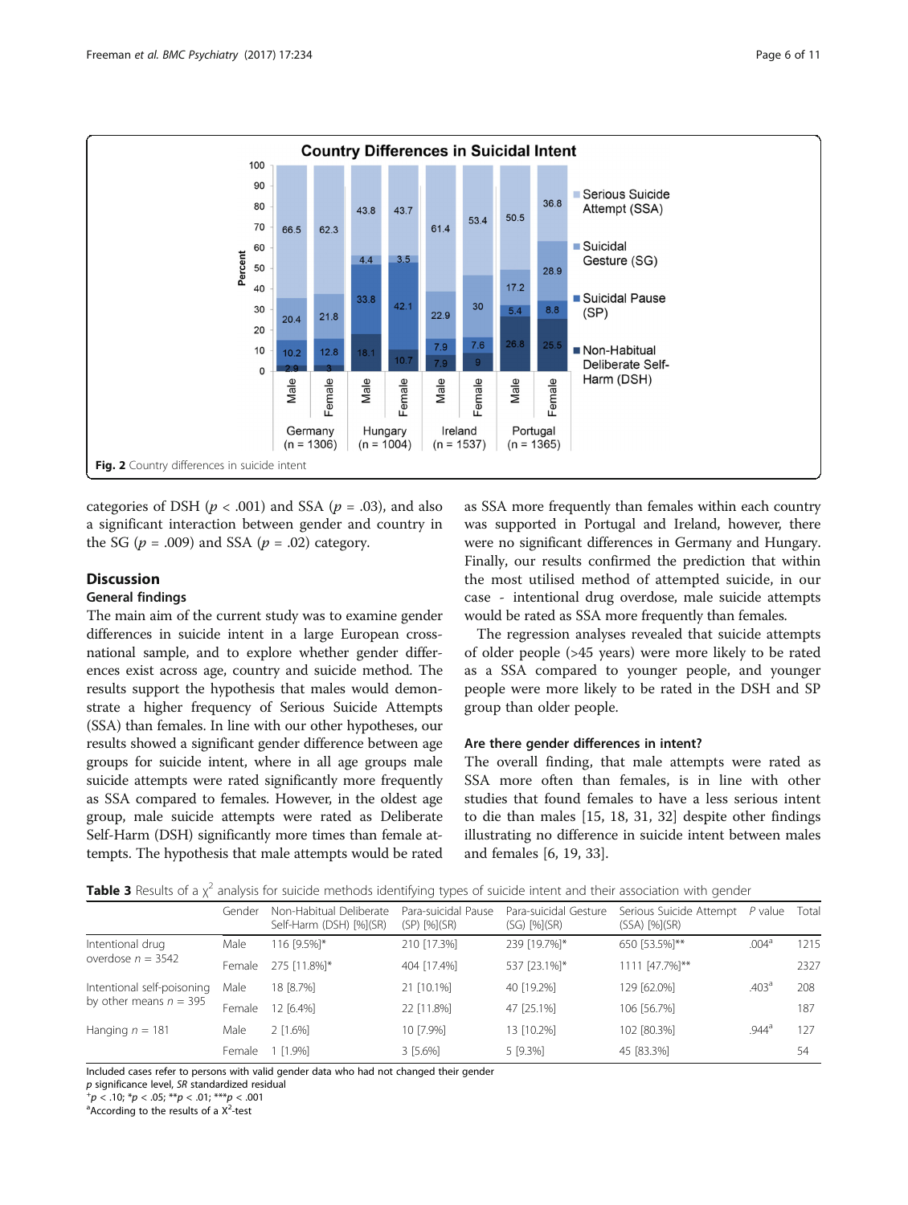Fig. 2 Country differences in suicide intent

categories of DSH ($p < .001$) and SSA ($p = .03$), and also a significant interaction between gender and country in the SG ($p = .009$) and SSA ($p = .02$) category.

## Discussion

### General findings

The main aim of the current study was to examine gender differences in suicide intent in a large European cross-national sample, and to explore whether gender differences exist across age, country and suicide method. The results support the hypothesis that males would demonstrate a higher frequency of Serious Suicide Attempts (SSA) than females. In line with our other hypotheses, our results showed a significant gender difference between age groups for suicide intent, where in all age groups male suicide attempts were rated significantly more frequently as SSA compared to females. However, in the oldest age group, male suicide attempts were rated as Deliberate Self-Harm (DSH) significantly more times than female attempts. The hypothesis that male attempts would be rated as SSA more frequently than females within each country was supported in Portugal and Ireland, however, there were no significant differences in Germany and Hungary. Finally, our results confirmed the prediction that within the most utilised method of attempted suicide, in our case - intentional drug overdose, male suicide attempts would be rated as SSA more frequently than females.

The regression analyses revealed that suicide attempts of older people (>45 years) were more likely to be rated as a SSA compared to younger people, and younger people were more likely to be rated in the DSH and SP group than older people.

### Are there gender differences in intent?

The overall finding, that male attempts were rated as SSA more often than females, is in line with other studies that found females to have a less serious intent to die than males [15, 18, 31, 32] despite other findings illustrating no difference in suicide intent between males and females [6, 19, 33].

**Table 3** Results of a $\chi^2$ analysis for suicide methods identifying types of suicide intent and their association with gender

| | Gender | Non-Habitual Deliberate Self-Harm (DSH) [%](SR) | Para-suicidal Pause (SP) [%](SR) | Para-suicidal Gesture (SG) [%](SR) | Serious Suicide Attempt (SSA) [%](SR) | *P* value | Total |
|---|---|---|---|---|---|---|---|
| Intentional drug overdose $n = 3542$ | Male | 116 [9.5%]* | 210 [17.3%] | 239 [19.7%]* | 650 [53.5%]** | .004[a] | 1215 |
| | Female | 275 [11.8%]* | 404 [17.4%] | 537 [23.1%]* | 1111 [47.7%]** | | 2327 |
| Intentional self-poisoning by other means $n = 395$ | Male | 18 [8.7%] | 21 [10.1%] | 40 [19.2%] | 129 [62.0%] | .403[a] | 208 |
| | Female | 12 [6.4%] | 22 [11.8%] | 47 [25.1%] | 106 [56.7%] | | 187 |
| Hanging $n = 181$ | Male | 2 [1.6%] | 10 [7.9%] | 13 [10.2%] | 102 [80.3%] | .944[a] | 127 |
| | Female | 1 [1.9%] | 3 [5.6%] | 5 [9.3%] | 45 [83.3%] | | 54 |

Included cases refer to persons with valid gender data who had not changed their gender
*p* significance level, *SR* standardized residual
$^{+}p < .10$; $^{*}p < .05$; $^{**}p < .01$; $^{***}p < .001$
[a]According to the results of a $X^2$-test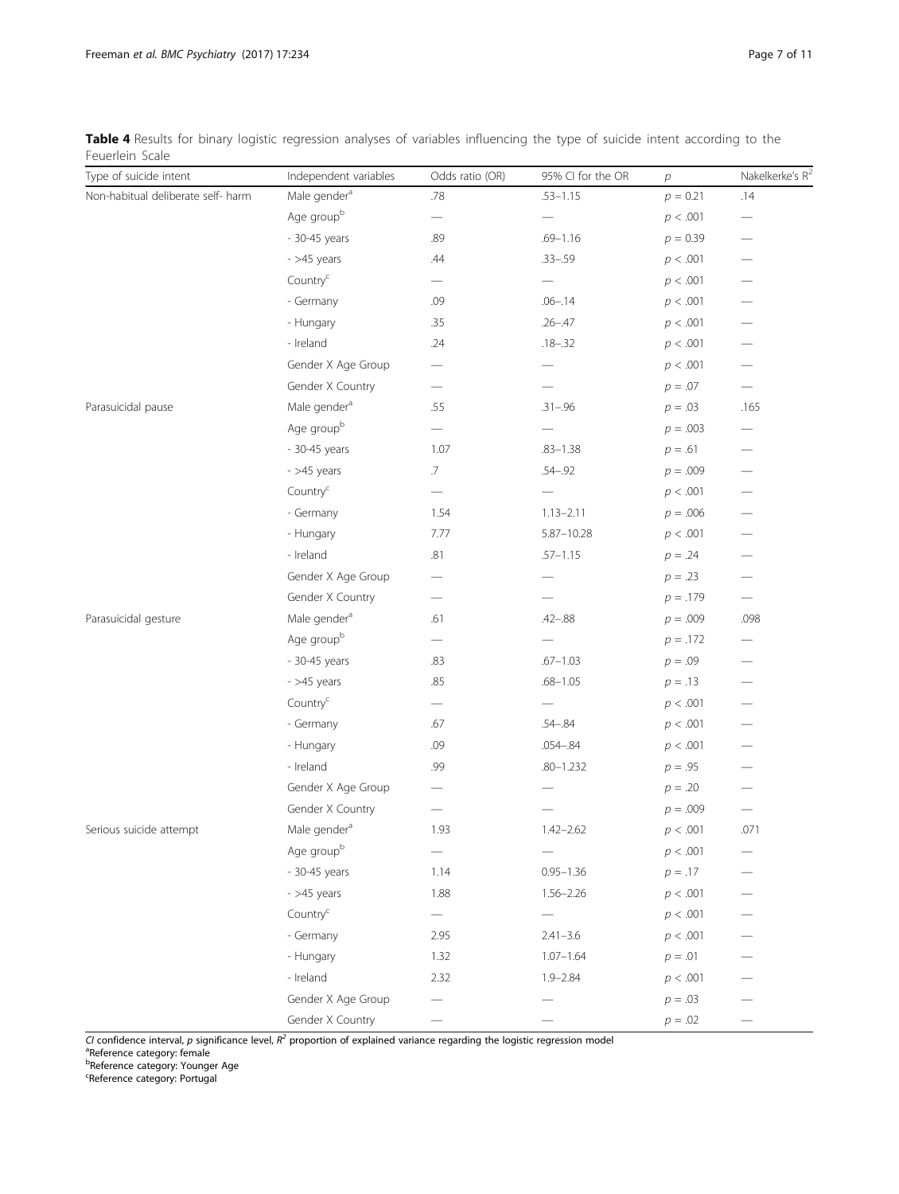**Table 4** Results for binary logistic regression analyses of variables influencing the type of suicide intent according to the Feuerlein Scale

| Type of suicide intent | Independent variables | Odds ratio (OR) | 95% CI for the OR | $p$ | Nakelkerke's $R^2$ |
|---|---|---|---|---|---|
| Non-habitual deliberate self- harm | Male gender[a] | .78 | .53–1.15 | $p = 0.21$ | .14 |
| | Age group[b] | — | — | $p < .001$ | — |
| | - 30-45 years | .89 | .69–1.16 | $p = 0.39$ | — |
| | - >45 years | .44 | .33–.59 | $p < .001$ | — |
| | Country[c] | — | — | $p < .001$ | — |
| | - Germany | .09 | .06–.14 | $p < .001$ | — |
| | - Hungary | .35 | .26–.47 | $p < .001$ | — |
| | - Ireland | .24 | .18–.32 | $p < .001$ | — |
| | Gender X Age Group | — | — | $p < .001$ | — |
| | Gender X Country | — | — | $p = .07$ | — |
| Parasuicidal pause | Male gender[a] | .55 | .31–.96 | $p = .03$ | .165 |
| | Age group[b] | — | — | $p = .003$ | — |
| | - 30-45 years | 1.07 | .83–1.38 | $p = .61$ | — |
| | - >45 years | .7 | .54–.92 | $p = .009$ | — |
| | Country[c] | — | — | $p < .001$ | — |
| | - Germany | 1.54 | 1.13–2.11 | $p = .006$ | — |
| | - Hungary | 7.77 | 5.87–10.28 | $p < .001$ | — |
| | - Ireland | .81 | .57–1.15 | $p = .24$ | — |
| | Gender X Age Group | — | — | $p = .23$ | — |
| | Gender X Country | — | — | $p = .179$ | — |
| Parasuicidal gesture | Male gender[a] | .61 | .42–.88 | $p = .009$ | .098 |
| | Age group[b] | — | — | $p = .172$ | — |
| | - 30-45 years | .83 | .67–1.03 | $p = .09$ | — |
| | - >45 years | .85 | .68–1.05 | $p = .13$ | — |
| | Country[c] | — | — | $p < .001$ | — |
| | - Germany | .67 | .54–.84 | $p < .001$ | — |
| | - Hungary | .09 | .054–.84 | $p < .001$ | — |
| | - Ireland | .99 | .80–1.232 | $p = .95$ | — |
| | Gender X Age Group | — | — | $p = .20$ | — |
| | Gender X Country | — | — | $p = .009$ | — |
| Serious suicide attempt | Male gender[a] | 1.93 | 1.42–2.62 | $p < .001$ | .071 |
| | Age group[b] | — | — | $p < .001$ | — |
| | - 30-45 years | 1.14 | 0.95–1.36 | $p = .17$ | — |
| | - >45 years | 1.88 | 1.56–2.26 | $p < .001$ | — |
| | Country[c] | — | — | $p < .001$ | — |
| | - Germany | 2.95 | 2.41–3.6 | $p < .001$ | — |
| | - Hungary | 1.32 | 1.07–1.64 | $p = .01$ | — |
| | - Ireland | 2.32 | 1.9–2.84 | $p < .001$ | — |
| | Gender X Age Group | — | — | $p = .03$ | — |
| | Gender X Country | — | — | $p = .02$ | — |

*CI* confidence interval, *p* significance level, $R^2$ proportion of explained variance regarding the logistic regression model
[a]Reference category: female
[b]Reference category: Younger Age
[c]Reference category: Portugal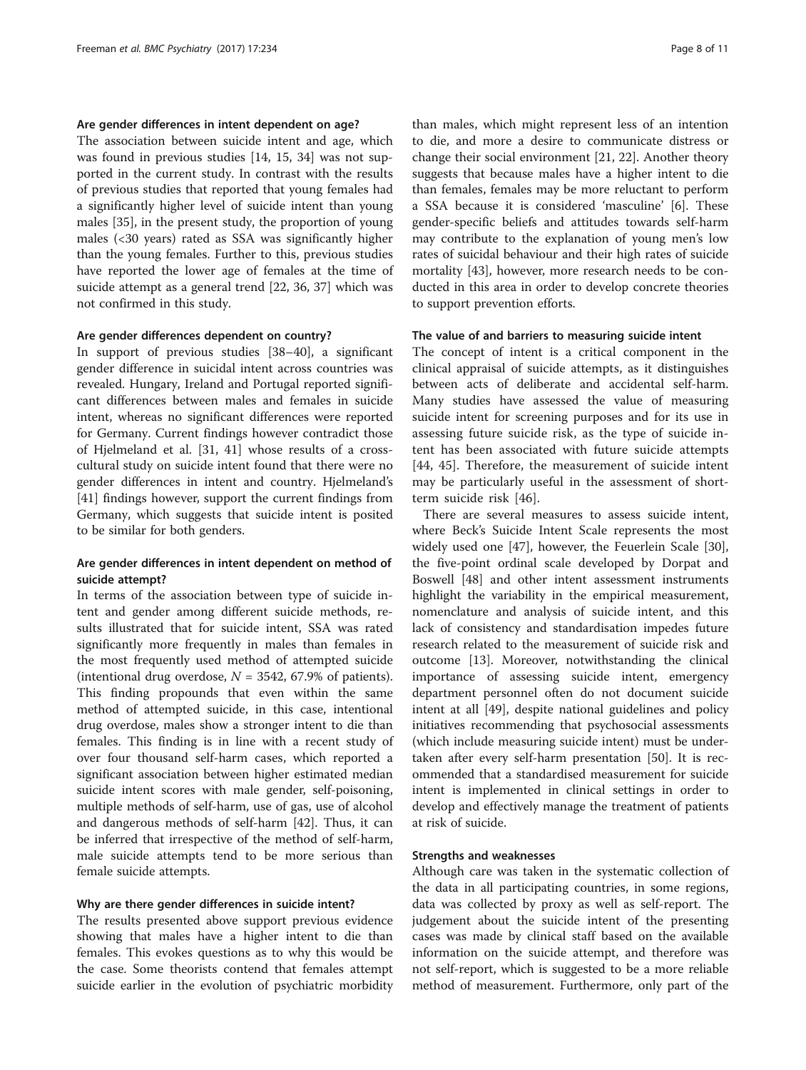### Are gender differences in intent dependent on age?

The association between suicide intent and age, which was found in previous studies [14, 15, 34] was not supported in the current study. In contrast with the results of previous studies that reported that young females had a significantly higher level of suicide intent than young males [35], in the present study, the proportion of young males (<30 years) rated as SSA was significantly higher than the young females. Further to this, previous studies have reported the lower age of females at the time of suicide attempt as a general trend [22, 36, 37] which was not confirmed in this study.

### Are gender differences dependent on country?

In support of previous studies [38–40], a significant gender difference in suicidal intent across countries was revealed. Hungary, Ireland and Portugal reported significant differences between males and females in suicide intent, whereas no significant differences were reported for Germany. Current findings however contradict those of Hjelmeland et al. [31, 41] whose results of a cross-cultural study on suicide intent found that there were no gender differences in intent and country. Hjelmeland's [41] findings however, support the current findings from Germany, which suggests that suicide intent is posited to be similar for both genders.

### Are gender differences in intent dependent on method of suicide attempt?

In terms of the association between type of suicide intent and gender among different suicide methods, results illustrated that for suicide intent, SSA was rated significantly more frequently in males than females in the most frequently used method of attempted suicide (intentional drug overdose, $N = 3542$, 67.9% of patients). This finding propounds that even within the same method of attempted suicide, in this case, intentional drug overdose, males show a stronger intent to die than females. This finding is in line with a recent study of over four thousand self-harm cases, which reported a significant association between higher estimated median suicide intent scores with male gender, self-poisoning, multiple methods of self-harm, use of gas, use of alcohol and dangerous methods of self-harm [42]. Thus, it can be inferred that irrespective of the method of self-harm, male suicide attempts tend to be more serious than female suicide attempts.

### Why are there gender differences in suicide intent?

The results presented above support previous evidence showing that males have a higher intent to die than females. This evokes questions as to why this would be the case. Some theorists contend that females attempt suicide earlier in the evolution of psychiatric morbidity than males, which might represent less of an intention to die, and more a desire to communicate distress or change their social environment [21, 22]. Another theory suggests that because males have a higher intent to die than females, females may be more reluctant to perform a SSA because it is considered 'masculine' [6]. These gender-specific beliefs and attitudes towards self-harm may contribute to the explanation of young men's low rates of suicidal behaviour and their high rates of suicide mortality [43], however, more research needs to be conducted in this area in order to develop concrete theories to support prevention efforts.

### The value of and barriers to measuring suicide intent

The concept of intent is a critical component in the clinical appraisal of suicide attempts, as it distinguishes between acts of deliberate and accidental self-harm. Many studies have assessed the value of measuring suicide intent for screening purposes and for its use in assessing future suicide risk, as the type of suicide intent has been associated with future suicide attempts [44, 45]. Therefore, the measurement of suicide intent may be particularly useful in the assessment of short-term suicide risk [46].

There are several measures to assess suicide intent, where Beck's Suicide Intent Scale represents the most widely used one [47], however, the Feuerlein Scale [30], the five-point ordinal scale developed by Dorpat and Boswell [48] and other intent assessment instruments highlight the variability in the empirical measurement, nomenclature and analysis of suicide intent, and this lack of consistency and standardisation impedes future research related to the measurement of suicide risk and outcome [13]. Moreover, notwithstanding the clinical importance of assessing suicide intent, emergency department personnel often do not document suicide intent at all [49], despite national guidelines and policy initiatives recommending that psychosocial assessments (which include measuring suicide intent) must be undertaken after every self-harm presentation [50]. It is recommended that a standardised measurement for suicide intent is implemented in clinical settings in order to develop and effectively manage the treatment of patients at risk of suicide.

### Strengths and weaknesses

Although care was taken in the systematic collection of the data in all participating countries, in some regions, data was collected by proxy as well as self-report. The judgement about the suicide intent of the presenting cases was made by clinical staff based on the available information on the suicide attempt, and therefore was not self-report, which is suggested to be a more reliable method of measurement. Furthermore, only part of the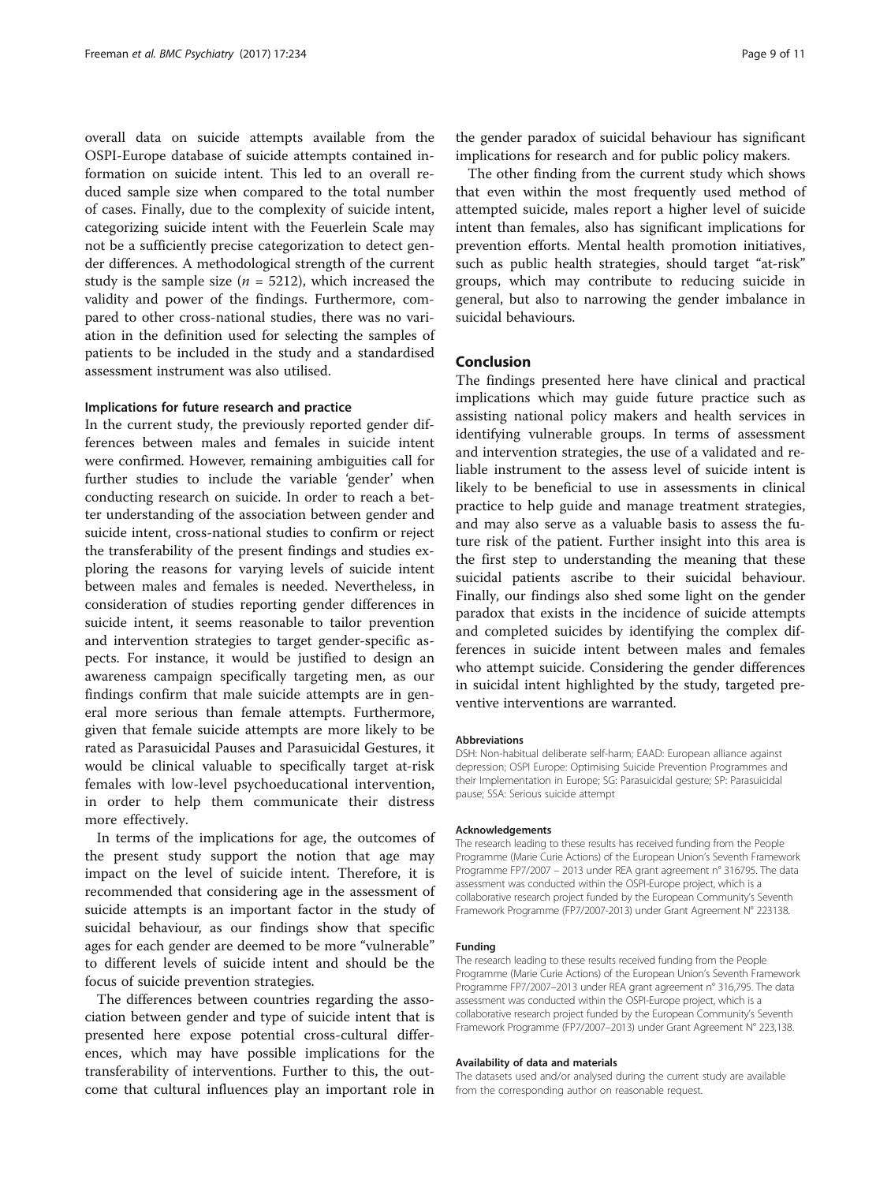overall data on suicide attempts available from the OSPI-Europe database of suicide attempts contained information on suicide intent. This led to an overall reduced sample size when compared to the total number of cases. Finally, due to the complexity of suicide intent, categorizing suicide intent with the Feuerlein Scale may not be a sufficiently precise categorization to detect gender differences. A methodological strength of the current study is the sample size ($n = 5212$), which increased the validity and power of the findings. Furthermore, compared to other cross-national studies, there was no variation in the definition used for selecting the samples of patients to be included in the study and a standardised assessment instrument was also utilised.

### Implications for future research and practice

In the current study, the previously reported gender differences between males and females in suicide intent were confirmed. However, remaining ambiguities call for further studies to include the variable 'gender' when conducting research on suicide. In order to reach a better understanding of the association between gender and suicide intent, cross-national studies to confirm or reject the transferability of the present findings and studies exploring the reasons for varying levels of suicide intent between males and females is needed. Nevertheless, in consideration of studies reporting gender differences in suicide intent, it seems reasonable to tailor prevention and intervention strategies to target gender-specific aspects. For instance, it would be justified to design an awareness campaign specifically targeting men, as our findings confirm that male suicide attempts are in general more serious than female attempts. Furthermore, given that female suicide attempts are more likely to be rated as Parasuicidal Pauses and Parasuicidal Gestures, it would be clinical valuable to specifically target at-risk females with low-level psychoeducational intervention, in order to help them communicate their distress more effectively.

In terms of the implications for age, the outcomes of the present study support the notion that age may impact on the level of suicide intent. Therefore, it is recommended that considering age in the assessment of suicide attempts is an important factor in the study of suicidal behaviour, as our findings show that specific ages for each gender are deemed to be more "vulnerable" to different levels of suicide intent and should be the focus of suicide prevention strategies.

The differences between countries regarding the association between gender and type of suicide intent that is presented here expose potential cross-cultural differences, which may have possible implications for the transferability of interventions. Further to this, the outcome that cultural influences play an important role in the gender paradox of suicidal behaviour has significant implications for research and for public policy makers.

The other finding from the current study which shows that even within the most frequently used method of attempted suicide, males report a higher level of suicide intent than females, also has significant implications for prevention efforts. Mental health promotion initiatives, such as public health strategies, should target "at-risk" groups, which may contribute to reducing suicide in general, but also to narrowing the gender imbalance in suicidal behaviours.

## Conclusion

The findings presented here have clinical and practical implications which may guide future practice such as assisting national policy makers and health services in identifying vulnerable groups. In terms of assessment and intervention strategies, the use of a validated and reliable instrument to the assess level of suicide intent is likely to be beneficial to use in assessments in clinical practice to help guide and manage treatment strategies, and may also serve as a valuable basis to assess the future risk of the patient. Further insight into this area is the first step to understanding the meaning that these suicidal patients ascribe to their suicidal behaviour. Finally, our findings also shed some light on the gender paradox that exists in the incidence of suicide attempts and completed suicides by identifying the complex differences in suicide intent between males and females who attempt suicide. Considering the gender differences in suicidal intent highlighted by the study, targeted preventive interventions are warranted.

#### Abbreviations

DSH: Non-habitual deliberate self-harm; EAAD: European alliance against depression; OSPI Europe: Optimising Suicide Prevention Programmes and their Implementation in Europe; SG: Parasuicidal gesture; SP: Parasuicidal pause; SSA: Serious suicide attempt

#### Acknowledgements

The research leading to these results has received funding from the People Programme (Marie Curie Actions) of the European Union's Seventh Framework Programme FP7/2007 – 2013 under REA grant agreement n° 316795. The data assessment was conducted within the OSPI-Europe project, which is a collaborative research project funded by the European Community's Seventh Framework Programme (FP7/2007-2013) under Grant Agreement N° 223138.

#### Funding

The research leading to these results received funding from the People Programme (Marie Curie Actions) of the European Union's Seventh Framework Programme FP7/2007–2013 under REA grant agreement n° 316,795. The data assessment was conducted within the OSPI-Europe project, which is a collaborative research project funded by the European Community's Seventh Framework Programme (FP7/2007–2013) under Grant Agreement N° 223,138.

#### Availability of data and materials

The datasets used and/or analysed during the current study are available from the corresponding author on reasonable request.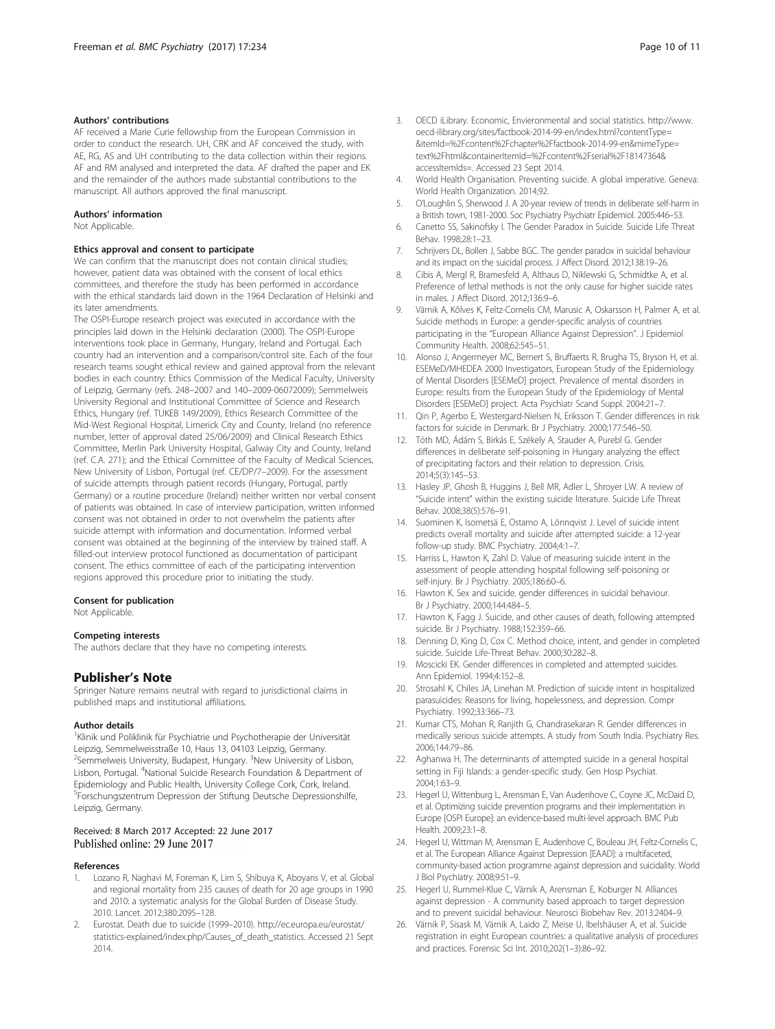#### Authors' contributions

AF received a Marie Curie fellowship from the European Commission in order to conduct the research. UH, CRK and AF conceived the study, with AE, RG, AS and UH contributing to the data collection within their regions. AF and RM analysed and interpreted the data. AF drafted the paper and EK and the remainder of the authors made substantial contributions to the manuscript. All authors approved the final manuscript.

#### Authors' information

Not Applicable.

#### Ethics approval and consent to participate

We can confirm that the manuscript does not contain clinical studies; however, patient data was obtained with the consent of local ethics committees, and therefore the study has been performed in accordance with the ethical standards laid down in the 1964 Declaration of Helsinki and its later amendments.

The OSPI-Europe research project was executed in accordance with the principles laid down in the Helsinki declaration (2000). The OSPI-Europe interventions took place in Germany, Hungary, Ireland and Portugal. Each country had an intervention and a comparison/control site. Each of the four research teams sought ethical review and gained approval from the relevant bodies in each country: Ethics Commission of the Medical Faculty, University of Leipzig, Germany (refs. 248–2007 and 140–2009-06072009); Semmelweis University Regional and Institutional Committee of Science and Research Ethics, Hungary (ref. TUKEB 149/2009), Ethics Research Committee of the Mid-West Regional Hospital, Limerick City and County, Ireland (no reference number, letter of approval dated 25/06/2009) and Clinical Research Ethics Committee, Merlin Park University Hospital, Galway City and County, Ireland (ref. C.A. 271); and the Ethical Committee of the Faculty of Medical Sciences, New University of Lisbon, Portugal (ref. CE/DP/7–2009). For the assessment of suicide attempts through patient records (Hungary, Portugal, partly Germany) or a routine procedure (Ireland) neither written nor verbal consent of patients was obtained. In case of interview participation, written informed consent was not obtained in order to not overwhelm the patients after suicide attempt with information and documentation. Informed verbal consent was obtained at the beginning of the interview by trained staff. A filled-out interview protocol functioned as documentation of participant consent. The ethics committee of each of the participating intervention regions approved this procedure prior to initiating the study.

#### Consent for publication

Not Applicable.

#### Competing interests

The authors declare that they have no competing interests.

## Publisher's Note

Springer Nature remains neutral with regard to jurisdictional claims in published maps and institutional affiliations.

#### Author details

[1]Klinik und Poliklinik für Psychiatrie und Psychotherapie der Universität Leipzig, Semmelweisstraße 10, Haus 13, 04103 Leipzig, Germany. [2]Semmelweis University, Budapest, Hungary. [3]New University of Lisbon, Lisbon, Portugal. [4]National Suicide Research Foundation & Department of Epidemiology and Public Health, University College Cork, Cork, Ireland. [5]Forschungszentrum Depression der Stiftung Deutsche Depressionshilfe, Leipzig, Germany.

Received: 8 March 2017 Accepted: 22 June 2017
Published online: 29 June 2017

#### References

1. Lozano R, Naghavi M, Foreman K, Lim S, Shibuya K, Aboyans V, et al. Global and regional mortality from 235 causes of death for 20 age groups in 1990 and 2010: a systematic analysis for the Global Burden of Disease Study. 2010. Lancet. 2012;380:2095–128.
2. Eurostat. Death due to suicide (1999–2010). http://ec.europa.eu/eurostat/statistics-explained/index.php/Causes_of_death_statistics. Accessed 21 Sept 2014.
3. OECD iLibrary. Economic, Envieronmental and social statistics. http://www.oecd-ilibrary.org/sites/factbook-2014-99-en/index.html?contentType=&itemId=%2Fcontent%2Fchapter%2Ffactbook-2014-99-en&mimeType=text%2Fhtml&containerItemId=%2Fcontent%2Fserial%2F18147364&accessItemIds=. Accessed 23 Sept 2014.
4. World Health Organisation. Preventing suicide. A global imperative. Geneva: World Health Organization. 2014;92.
5. O'Loughlin S, Sherwood J. A 20-year review of trends in deliberate self-harm in a British town, 1981-2000. Soc Psychiatry Psychiatr Epidemiol. 2005:446–53.
6. Canetto SS, Sakinofsky I. The Gender Paradox in Suicide. Suicide Life Threat Behav. 1998;28:1–23.
7. Schrijvers DL, Bollen J, Sabbe BGC. The gender paradox in suicidal behaviour and its impact on the suicidal process. J Affect Disord. 2012;138:19–26.
8. Cibis A, Mergl R, Bramesfeld A, Althaus D, Niklewski G, Schmidtke A, et al. Preference of lethal methods is not the only cause for higher suicide rates in males. J Affect Disord. 2012;136:9–6.
9. Värnik A, Kõlves K, Feltz-Cornelis CM, Marusic A, Oskarsson H, Palmer A, et al. Suicide methods in Europe: a gender-specific analysis of countries participating in the "European Alliance Against Depression". J Epidemiol Community Health. 2008;62:545–51.
10. Alonso J, Angermeyer MC, Bernert S, Bruffaerts R, Brugha TS, Bryson H, et al. ESEMeD/MHEDEA 2000 Investigators, European Study of the Epidemiology of Mental Disorders [ESEMeD] project. Prevalence of mental disorders in Europe: results from the European Study of the Epidemiology of Mental Disorders [ESEMeD] project. Acta Psychiatr Scand Suppl. 2004:21–7.
11. Qin P, Agerbo E, Westergard-Nielsen N, Eriksson T. Gender differences in risk factors for suicide in Denmark. Br J Psychiatry. 2000;177:546–50.
12. Tóth MD, Ádám S, Birkás E, Székely A, Stauder A, Purebl G. Gender differences in deliberate self-poisoning in Hungary analyzing the effect of precipitating factors and their relation to depression. Crisis. 2014;5(3):145–53.
13. Hasley JP, Ghosh B, Huggins J, Bell MR, Adler L, Shroyer LW. A review of "Suicide intent" within the existing suicide literature. Suicide Life Threat Behav. 2008;38(5):576–91.
14. Suominen K, Isometsä E, Ostamo A, Lönnqvist J. Level of suicide intent predicts overall mortality and suicide after attempted suicide: a 12-year follow-up study. BMC Psychiatry. 2004;4:1–7.
15. Harriss L, Hawton K, Zahl D. Value of measuring suicide intent in the assessment of people attending hospital following self-poisoning or self-injury. Br J Psychiatry. 2005;186:60–6.
16. Hawton K. Sex and suicide. gender differences in suicidal behaviour. Br J Psychiatry. 2000;144:484–5.
17. Hawton K, Fagg J. Suicide, and other causes of death, following attempted suicide. Br J Psychiatry. 1988;152:359–66.
18. Denning D, King D, Cox C. Method choice, intent, and gender in completed suicide. Suicide Life-Threat Behav. 2000;30:282–8.
19. Moscicki EK. Gender differences in completed and attempted suicides. Ann Epidemiol. 1994;4:152–8.
20. Strosahl K, Chiles JA, Linehan M. Prediction of suicide intent in hospitalized parasuicides: Reasons for living, hopelessness, and depression. Compr Psychiatry. 1992;33:366–73.
21. Kumar CTS, Mohan R, Ranjith G, Chandrasekaran R. Gender differences in medically serious suicide attempts. A study from South India. Psychiatry Res. 2006;144:79–86.
22. Aghanwa H. The determinants of attempted suicide in a general hospital setting in Fiji Islands: a gender-specific study. Gen Hosp Psychiat. 2004;1:63–9.
23. Hegerl U, Wittenburg L, Arensman E, Van Audenhove C, Coyne JC, McDaid D, et al. Optimizing suicide prevention programs and their implementation in Europe [OSPI Europe]: an evidence-based multi-level approach. BMC Pub Health. 2009;23:1–8.
24. Hegerl U, Wittman M, Arensman E, Audenhove C, Bouleau JH, Feltz-Cornelis C, et al. The European Alliance Against Depression [EAAD]: a multifaceted, community-based action programme against depression and suicidality. World J Biol Psychiatry. 2008;9:51–9.
25. Hegerl U, Rummel-Klue C, Värnik A, Arensman E, Koburger N. Alliances against depression - A community based approach to target depression and to prevent suicidal behaviour. Neurosci Biobehav Rev. 2013:2404–9.
26. Värnik P, Sisask M, Värnik A, Laido Z, Meise U, Ibelshäuser A, et al. Suicide registration in eight European countries: a qualitative analysis of procedures and practices. Forensic Sci Int. 2010;202(1–3):86–92.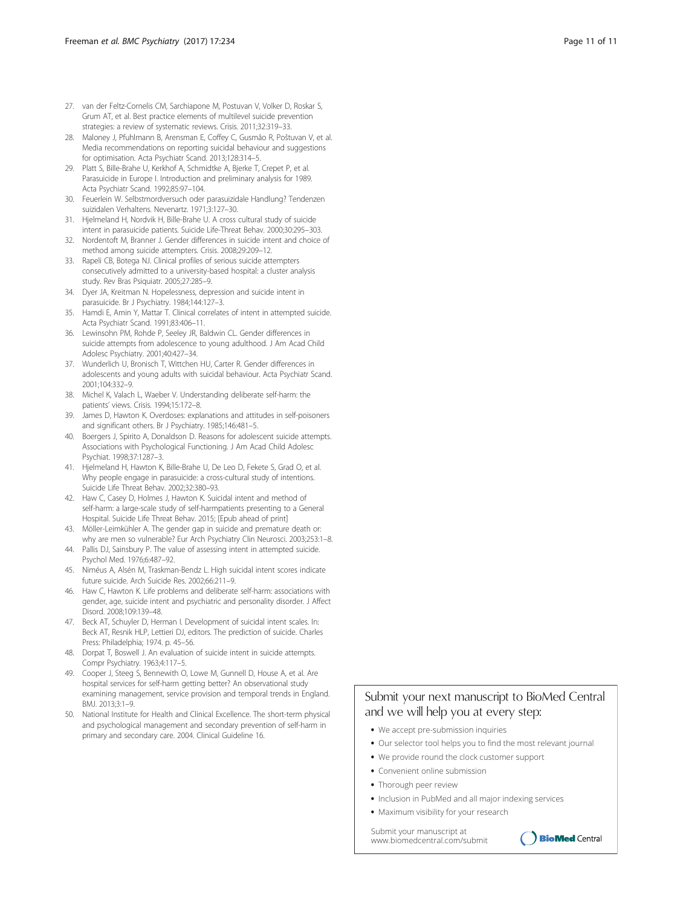27. van der Feltz-Cornelis CM, Sarchiapone M, Postuvan V, Volker D, Roskar S, Grum AT, et al. Best practice elements of multilevel suicide prevention strategies: a review of systematic reviews. Crisis. 2011;32:319–33.
28. Maloney J, Pfuhlmann B, Arensman E, Coffey C, Gusmão R, Poštuvan V, et al. Media recommendations on reporting suicidal behaviour and suggestions for optimisation. Acta Psychiatr Scand. 2013;128:314–5.
29. Platt S, Bille-Brahe U, Kerkhof A, Schmidtke A, Bjerke T, Crepet P, et al. Parasuicide in Europe I. Introduction and preliminary analysis for 1989. Acta Psychiatr Scand. 1992;85:97–104.
30. Feuerlein W. Selbstmordversuch oder parasuizidale Handlung? Tendenzen suizidalen Verhaltens. Nevenartz. 1971;3:127–30.
31. Hjelmeland H, Nordvik H, Bille-Brahe U. A cross cultural study of suicide intent in parasuicide patients. Suicide Life-Threat Behav. 2000;30:295–303.
32. Nordentoft M, Branner J. Gender differences in suicide intent and choice of method among suicide attempters. Crisis. 2008;29:209–12.
33. Rapeli CB, Botega NJ. Clinical profiles of serious suicide attempters consecutively admitted to a university-based hospital: a cluster analysis study. Rev Bras Psiquiatr. 2005;27:285–9.
34. Dyer JA, Kreitman N. Hopelessness, depression and suicide intent in parasuicide. Br J Psychiatry. 1984;144:127–3.
35. Hamdi E, Amin Y, Mattar T. Clinical correlates of intent in attempted suicide. Acta Psychiatr Scand. 1991;83:406–11.
36. Lewinsohn PM, Rohde P, Seeley JR, Baldwin CL. Gender differences in suicide attempts from adolescence to young adulthood. J Am Acad Child Adolesc Psychiatry. 2001;40:427–34.
37. Wunderlich U, Bronisch T, Wittchen HU, Carter R. Gender differences in adolescents and young adults with suicidal behaviour. Acta Psychiatr Scand. 2001;104:332–9.
38. Michel K, Valach L, Waeber V. Understanding deliberate self-harm: the patients' views. Crisis. 1994;15:172–8.
39. James D, Hawton K. Overdoses: explanations and attitudes in self-poisoners and significant others. Br J Psychiatry. 1985;146:481–5.
40. Boergers J, Spirito A, Donaldson D. Reasons for adolescent suicide attempts. Associations with Psychological Functioning. J Am Acad Child Adolesc Psychiat. 1998;37:1287–3.
41. Hjelmeland H, Hawton K, Bille-Brahe U, De Leo D, Fekete S, Grad O, et al. Why people engage in parasuicide: a cross-cultural study of intentions. Suicide Life Threat Behav. 2002;32:380–93.
42. Haw C, Casey D, Holmes J, Hawton K. Suicidal intent and method of self-harm: a large-scale study of self-harmpatients presenting to a General Hospital. Suicide Life Threat Behav. 2015; [Epub ahead of print]
43. Möller-Leimkühler A. The gender gap in suicide and premature death or: why are men so vulnerable? Eur Arch Psychiatry Clin Neurosci. 2003;253:1–8.
44. Pallis DJ, Sainsbury P. The value of assessing intent in attempted suicide. Psychol Med. 1976;6:487–92.
45. Niméus A, Alsén M, Traskman-Bendz L. High suicidal intent scores indicate future suicide. Arch Suicide Res. 2002;66:211–9.
46. Haw C, Hawton K. Life problems and deliberate self-harm: associations with gender, age, suicide intent and psychiatric and personality disorder. J Affect Disord. 2008;109:139–48.
47. Beck AT, Schuyler D, Herman I. Development of suicidal intent scales. In: Beck AT, Resnik HLP, Lettieri DJ, editors. The prediction of suicide. Charles Press: Philadelphia; 1974. p. 45–56.
48. Dorpat T, Boswell J. An evaluation of suicide intent in suicide attempts. Compr Psychiatry. 1963;4:117–5.
49. Cooper J, Steeg S, Bennewith O, Lowe M, Gunnell D, House A, et al. Are hospital services for self-harm getting better? An observational study examining management, service provision and temporal trends in England. BMJ. 2013;3:1–9.
50. National Institute for Health and Clinical Excellence. The short-term physical and psychological management and secondary prevention of self-harm in primary and secondary care. 2004. Clinical Guideline 16.

Submit your next manuscript to BioMed Central and we will help you at every step:

- We accept pre-submission inquiries
- Our selector tool helps you to find the most relevant journal
- We provide round the clock customer support
- Convenient online submission
- Thorough peer review
- Inclusion in PubMed and all major indexing services
- Maximum visibility for your research

Submit your manuscript at www.biomedcentral.com/submit

BioMed Central